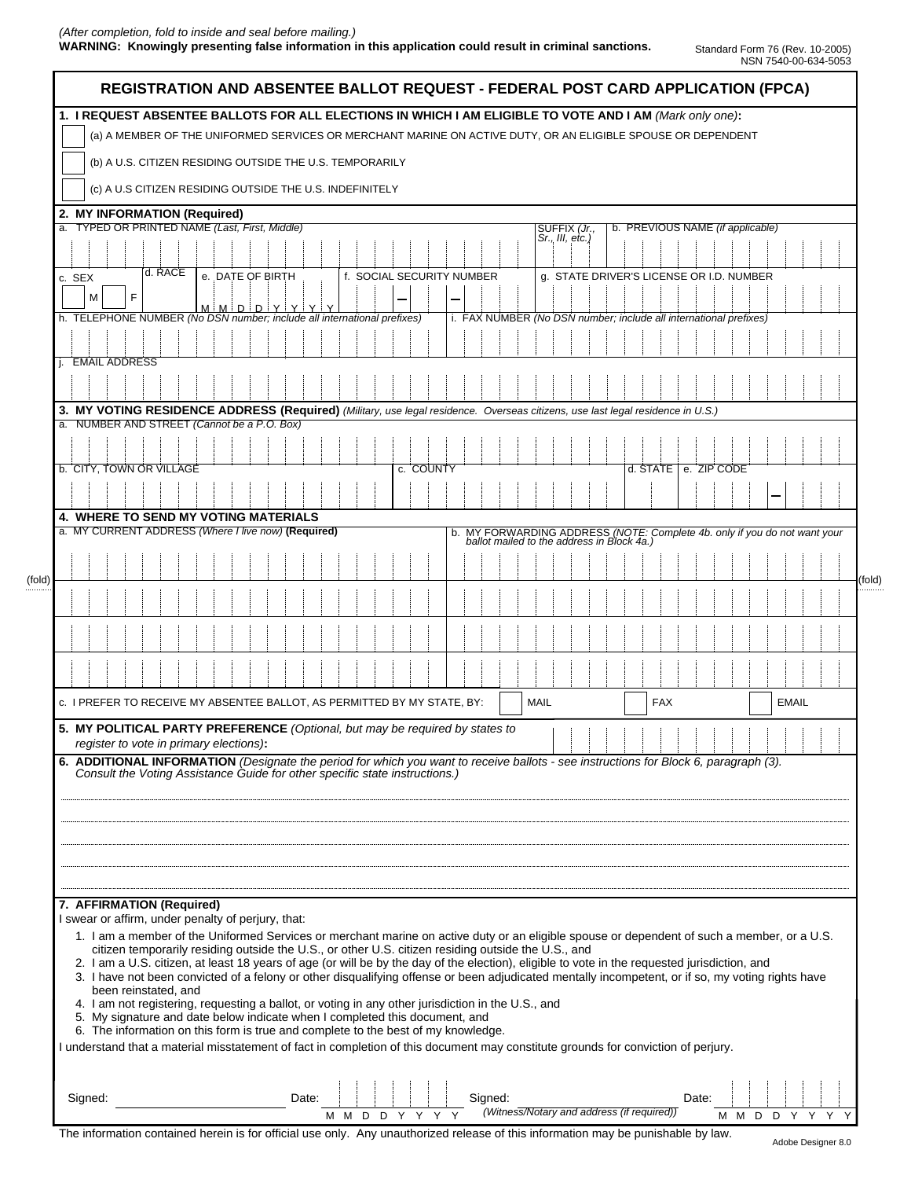(After completion, fold to inside and seal before mailing.)

**WARNING: Knowingly presenting false information in this application could result in criminal sanctions.**

Standard Form 76 (Rev. 10-2005)
NSN 7540-00-634-5053

# REGISTRATION AND ABSENTEE BALLOT REQUEST - FEDERAL POST CARD APPLICATION (FPCA)

**1. I REQUEST ABSENTEE BALLOTS FOR ALL ELECTIONS IN WHICH I AM ELIGIBLE TO VOTE AND I AM** *(Mark only one)*:

- ☐ (a) A MEMBER OF THE UNIFORMED SERVICES OR MERCHANT MARINE ON ACTIVE DUTY, OR AN ELIGIBLE SPOUSE OR DEPENDENT
- ☐ (b) A U.S. CITIZEN RESIDING OUTSIDE THE U.S. TEMPORARILY
- ☐ (c) A U.S CITIZEN RESIDING OUTSIDE THE U.S. INDEFINITELY

**2. MY INFORMATION (Required)**

a. TYPED OR PRINTED NAME *(Last, First, Middle)*

SUFFIX *(Jr., Sr., III, etc.)*

b. PREVIOUS NAME *(if applicable)*

c. SEX ☐ M ☐ F

d. RACE

e. DATE OF BIRTH (M M D D Y Y Y Y)

f. SOCIAL SECURITY NUMBER

g. STATE DRIVER'S LICENSE OR I.D. NUMBER

h. TELEPHONE NUMBER *(No DSN number; include all international prefixes)*

i. FAX NUMBER *(No DSN number; include all international prefixes)*

j. EMAIL ADDRESS

**3. MY VOTING RESIDENCE ADDRESS (Required)** *(Military, use legal residence. Overseas citizens, use last legal residence in U.S.)*

a. NUMBER AND STREET *(Cannot be a P.O. Box)*

b. CITY, TOWN OR VILLAGE

c. COUNTY

d. STATE

e. ZIP CODE

**4. WHERE TO SEND MY VOTING MATERIALS**

a. MY CURRENT ADDRESS *(Where I live now)* **(Required)**

b. MY FORWARDING ADDRESS *(NOTE: Complete 4b. only if you do not want your ballot mailed to the address in Block 4a.)*

(fold)

c. I PREFER TO RECEIVE MY ABSENTEE BALLOT, AS PERMITTED BY MY STATE, BY: ☐ MAIL ☐ FAX ☐ EMAIL

**5. MY POLITICAL PARTY PREFERENCE** *(Optional, but may be required by states to register to vote in primary elections)*:

**6. ADDITIONAL INFORMATION** *(Designate the period for which you want to receive ballots - see instructions for Block 6, paragraph (3). Consult the Voting Assistance Guide for other specific state instructions.)*

**7. AFFIRMATION (Required)**

I swear or affirm, under penalty of perjury, that:

1. I am a member of the Uniformed Services or merchant marine on active duty or an eligible spouse or dependent of such a member, or a U.S. citizen temporarily residing outside the U.S., or other U.S. citizen residing outside the U.S., and
2. I am a U.S. citizen, at least 18 years of age (or will be by the day of the election), eligible to vote in the requested jurisdiction, and
3. I have not been convicted of a felony or other disqualifying offense or been adjudicated mentally incompetent, or if so, my voting rights have been reinstated, and
4. I am not registering, requesting a ballot, or voting in any other jurisdiction in the U.S., and
5. My signature and date below indicate when I completed this document, and
6. The information on this form is true and complete to the best of my knowledge.

I understand that a material misstatement of fact in completion of this document may constitute grounds for conviction of perjury.

Signed: ____________________ Date: M M D D Y Y Y Y

Signed: ____________________ *(Witness/Notary and address (if required))* Date: M M D D Y Y Y Y

The information contained herein is for official use only. Any unauthorized release of this information may be punishable by law.

Adobe Designer 8.0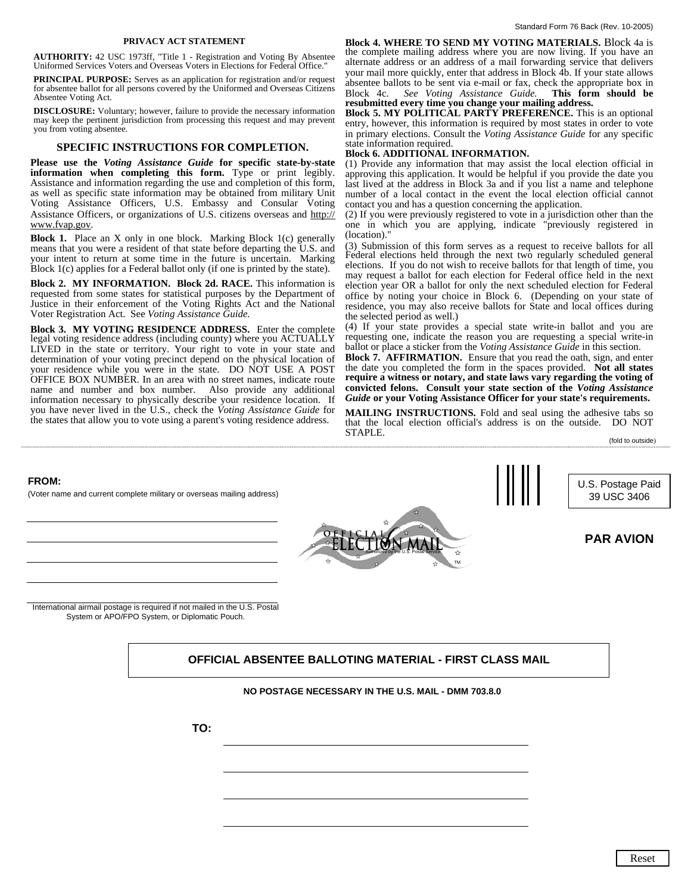Standard Form 76 Back (Rev. 10-2005)

## PRIVACY ACT STATEMENT

**AUTHORITY:** 42 USC 1973ff, "Title 1 - Registration and Voting By Absentee Uniformed Services Voters and Overseas Voters in Elections for Federal Office."

**PRINCIPAL PURPOSE:** Serves as an application for registration and/or request for absentee ballot for all persons covered by the Uniformed and Overseas Citizens Absentee Voting Act.

**DISCLOSURE:** Voluntary; however, failure to provide the necessary information may keep the pertinent jurisdiction from processing this request and may prevent you from voting absentee.

## SPECIFIC INSTRUCTIONS FOR COMPLETION.

**Please use the *Voting Assistance Guide* for specific state-by-state information when completing this form.** Type or print legibly. Assistance and information regarding the use and completion of this form, as well as specific state information may be obtained from military Unit Voting Assistance Officers, U.S. Embassy and Consular Voting Assistance Officers, or organizations of U.S. citizens overseas and http://www.fvap.gov.

**Block 1.** Place an X only in one block. Marking Block 1(c) generally means that you were a resident of that state before departing the U.S. and your intent to return at some time in the future is uncertain. Marking Block 1(c) applies for a Federal ballot only (if one is printed by the state).

**Block 2. MY INFORMATION. Block 2d. RACE.** This information is requested from some states for statistical purposes by the Department of Justice in their enforcement of the Voting Rights Act and the National Voter Registration Act. See *Voting Assistance Guide.*

**Block 3. MY VOTING RESIDENCE ADDRESS.** Enter the complete legal voting residence address (including county) where you ACTUALLY LIVED in the state or territory. Your right to vote in your state and determination of your voting precinct depend on the physical location of your residence while you were in the state. DO NOT USE A POST OFFICE BOX NUMBER. In an area with no street names, indicate route name and number and box number. Also provide any additional information necessary to physically describe your residence location. If you have never lived in the U.S., check the *Voting Assistance Guide* for the states that allow you to vote using a parent's voting residence address.

**Block 4. WHERE TO SEND MY VOTING MATERIALS.** Block 4a is the complete mailing address where you are now living. If you have an alternate address or an address of a mail forwarding service that delivers your mail more quickly, enter that address in Block 4b. If your state allows absentee ballots to be sent via e-mail or fax, check the appropriate box in Block 4c. *See Voting Assistance Guide.* **This form should be resubmitted every time you change your mailing address.**

**Block 5. MY POLITICAL PARTY PREFERENCE.** This is an optional entry, however, this information is required by most states in order to vote in primary elections. Consult the *Voting Assistance Guide* for any specific state information required.

**Block 6. ADDITIONAL INFORMATION.**

(1) Provide any information that may assist the local election official in approving this application. It would be helpful if you provide the date you last lived at the address in Block 3a and if you list a name and telephone number of a local contact in the event the local election official cannot contact you and has a question concerning the application.

(2) If you were previously registered to vote in a jurisdiction other than the one in which you are applying, indicate "previously registered in (location)."

(3) Submission of this form serves as a request to receive ballots for all Federal elections held through the next two regularly scheduled general elections. If you do not wish to receive ballots for that length of time, you may request a ballot for each election for Federal office held in the next election year OR a ballot for only the next scheduled election for Federal office by noting your choice in Block 6. (Depending on your state of residence, you may also receive ballots for State and local offices during the selected period as well.)

(4) If your state provides a special state write-in ballot and you are requesting one, indicate the reason you are requesting a special write-in ballot or place a sticker from the *Voting Assistance Guide* in this section.

**Block 7. AFFIRMATION.** Ensure that you read the oath, sign, and enter the date you completed the form in the spaces provided. **Not all states require a witness or notary, and state laws vary regarding the voting of convicted felons. Consult your state section of the *Voting Assistance Guide* or your Voting Assistance Officer for your state's requirements.**

**MAILING INSTRUCTIONS.** Fold and seal using the adhesive tabs so that the local election official's address is on the outside. DO NOT STAPLE.

(fold to outside)

**FROM:**

(Voter name and current complete military or overseas mailing address)

International airmail postage is required if not mailed in the U.S. Postal System or APO/FPO System, or Diplomatic Pouch.

OFFICIAL ELECTION MAIL
Authorized by the U.S. Postal Service
TM

U.S. Postage Paid
39 USC 3406

**PAR AVION**

**OFFICIAL ABSENTEE BALLOTING MATERIAL - FIRST CLASS MAIL**

**NO POSTAGE NECESSARY IN THE U.S. MAIL - DMM 703.8.0**

**TO:**

Reset